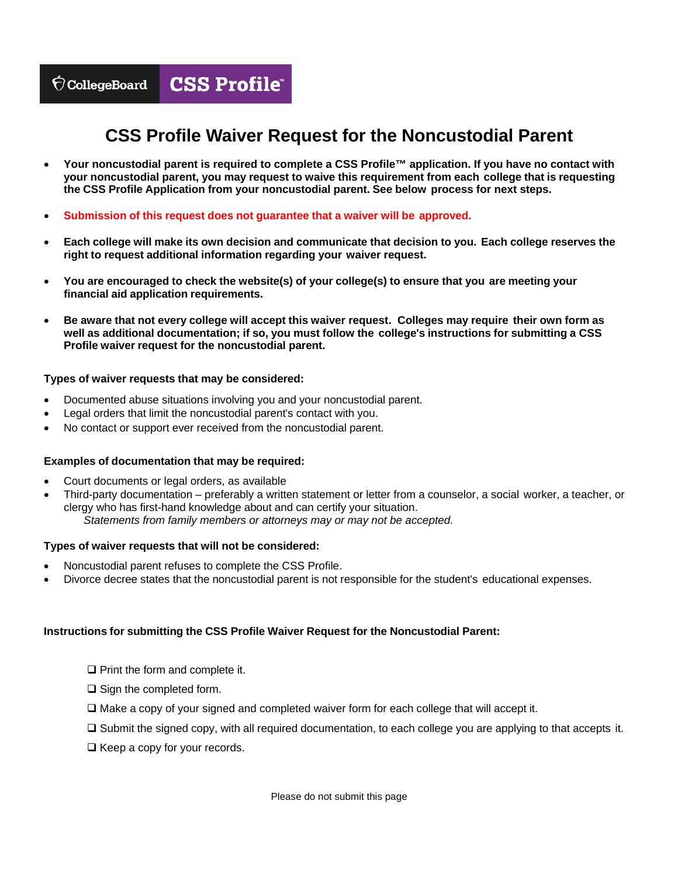CollegeBoard **CSS Profile**

# CSS Profile Waiver Request for the Noncustodial Parent

- **Your noncustodial parent is required to complete a CSS Profile™ application. If you have no contact with your noncustodial parent, you may request to waive this requirement from each college that is requesting the CSS Profile Application from your noncustodial parent. See below process for next steps.**
- **Submission of this request does not guarantee that a waiver will be approved.**
- **Each college will make its own decision and communicate that decision to you. Each college reserves the right to request additional information regarding your waiver request.**
- **You are encouraged to check the website(s) of your college(s) to ensure that you are meeting your financial aid application requirements.**
- **Be aware that not every college will accept this waiver request. Colleges may require their own form as well as additional documentation; if so, you must follow the college's instructions for submitting a CSS Profile waiver request for the noncustodial parent.**

**Types of waiver requests that may be considered:**

- Documented abuse situations involving you and your noncustodial parent.
- Legal orders that limit the noncustodial parent's contact with you.
- No contact or support ever received from the noncustodial parent.

**Examples of documentation that may be required:**

- Court documents or legal orders, as available
- Third-party documentation – preferably a written statement or letter from a counselor, a social worker, a teacher, or clergy who has first-hand knowledge about and can certify your situation.
  *Statements from family members or attorneys may or may not be accepted.*

**Types of waiver requests that will not be considered:**

- Noncustodial parent refuses to complete the CSS Profile.
- Divorce decree states that the noncustodial parent is not responsible for the student's educational expenses.

**Instructions for submitting the CSS Profile Waiver Request for the Noncustodial Parent:**

- ❑ Print the form and complete it.
- ❑ Sign the completed form.
- ❑ Make a copy of your signed and completed waiver form for each college that will accept it.
- ❑ Submit the signed copy, with all required documentation, to each college you are applying to that accepts it.
- ❑ Keep a copy for your records.

Please do not submit this page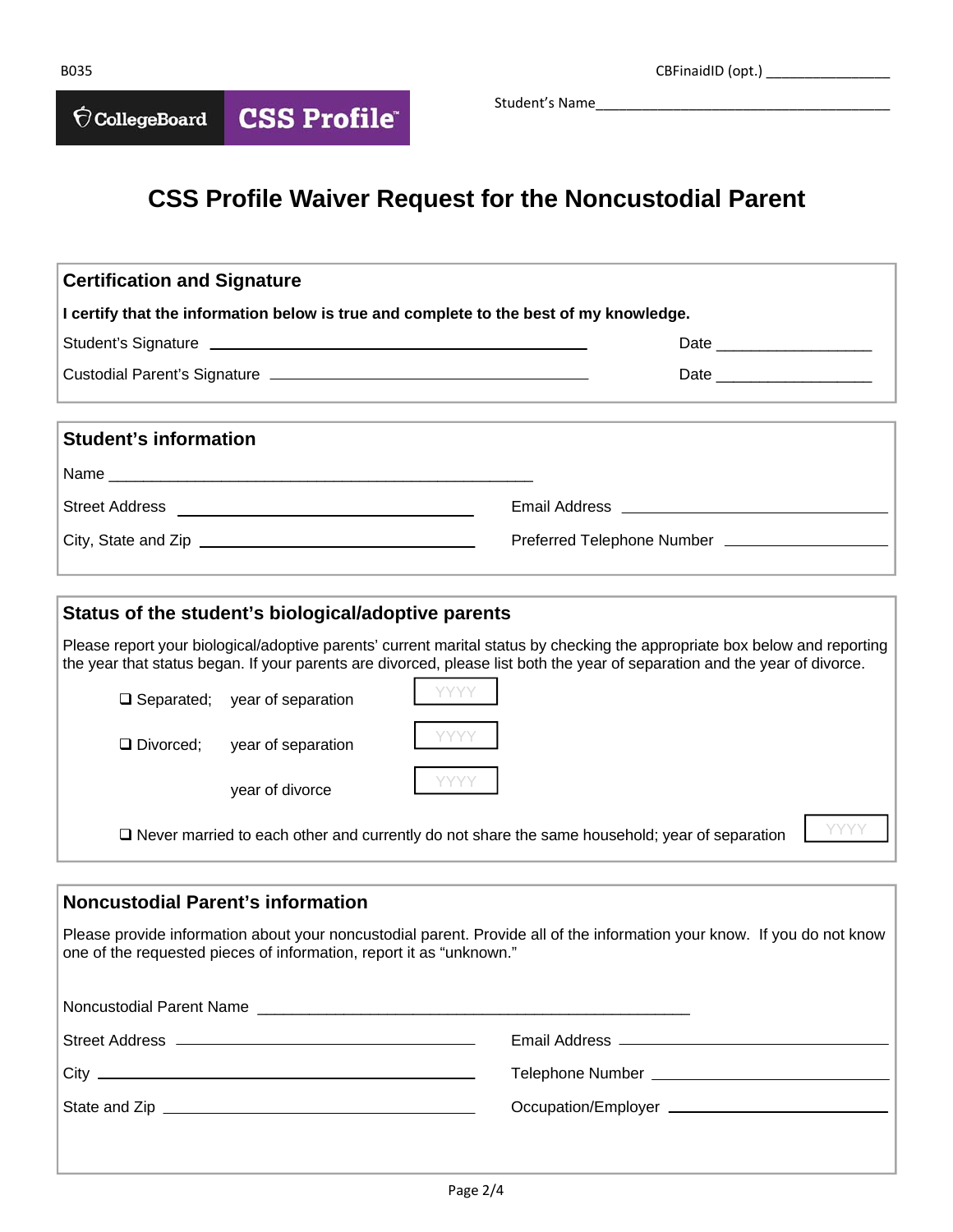B035

CBFinaidID (opt.) ________________

Student's Name________________________________________

# CSS Profile Waiver Request for the Noncustodial Parent

## Certification and Signature

**I certify that the information below is true and complete to the best of my knowledge.**

Student's Signature ______________________________________________ Date __________________

Custodial Parent's Signature ________________________________________ Date __________________

## Student's information

Name ____________________________________________________

Street Address ____________________________________ Email Address ________________________________

City, State and Zip __________________________________ Preferred Telephone Number ____________________

## Status of the student's biological/adoptive parents

Please report your biological/adoptive parents' current marital status by checking the appropriate box below and reporting the year that status began. If your parents are divorced, please list both the year of separation and the year of divorce.

❑ Separated; year of separation [YYYY]

❑ Divorced; year of separation [YYYY]

year of divorce [YYYY]

❑ Never married to each other and currently do not share the same household; year of separation [YYYY]

## Noncustodial Parent's information

Please provide information about your noncustodial parent. Provide all of the information your know. If you do not know one of the requested pieces of information, report it as "unknown."

Noncustodial Parent Name ____________________________________________________

Street Address ____________________________________ Email Address ________________________________

City ____________________________________________ Telephone Number ______________________________

State and Zip ______________________________________ Occupation/Employer ____________________________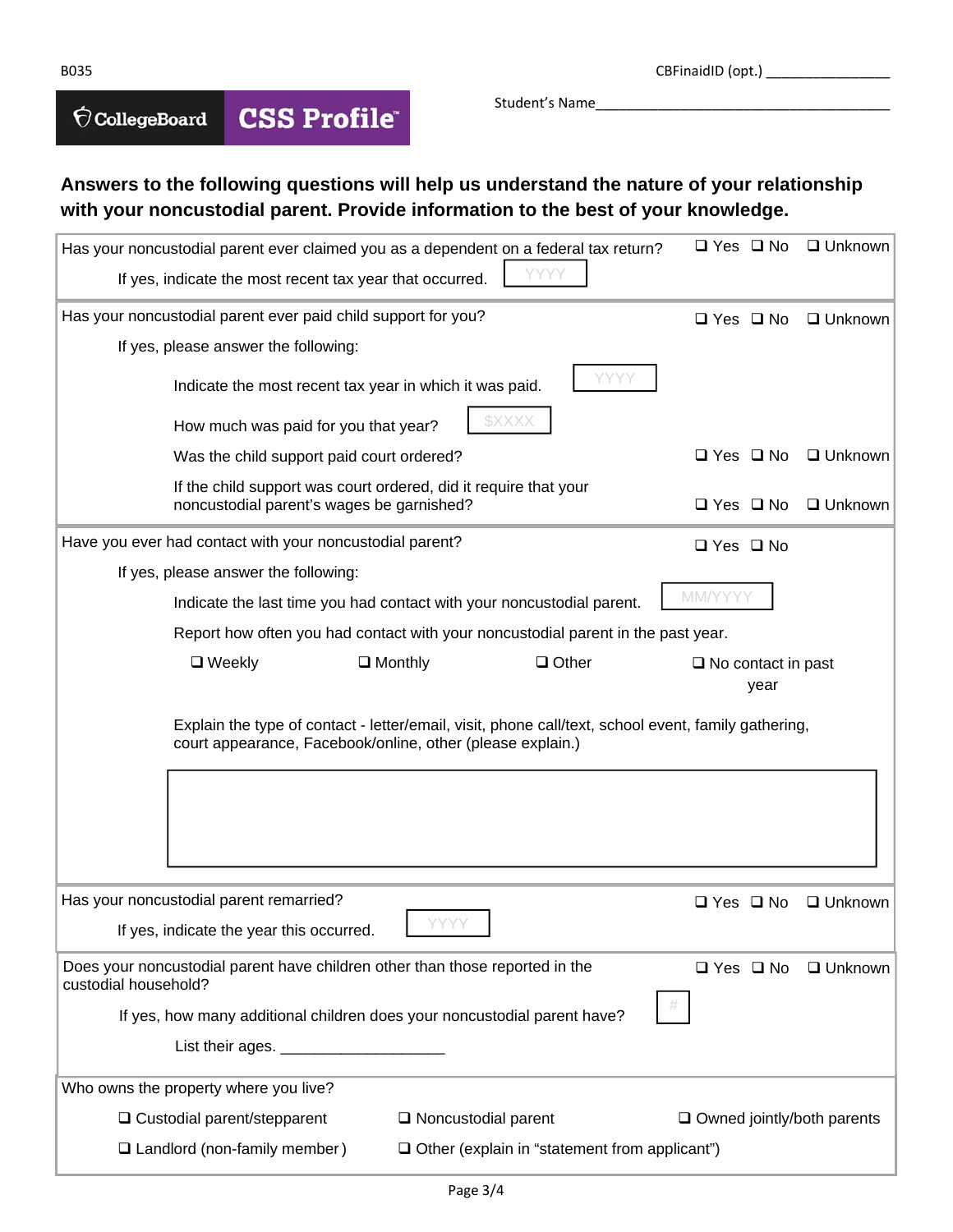B035

CBFinaidID (opt.) ________________

**CollegeBoard** **CSS Profile™**

Student's Name________________________________________

**Answers to the following questions will help us understand the nature of your relationship with your noncustodial parent. Provide information to the best of your knowledge.**

Has your noncustodial parent ever claimed you as a dependent on a federal tax return? ❑ Yes ❑ No ❑ Unknown

If yes, indicate the most recent tax year that occurred. [YYYY]

---

Has your noncustodial parent ever paid child support for you? ❑ Yes ❑ No ❑ Unknown

If yes, please answer the following:

- Indicate the most recent tax year in which it was paid. [YYYY]
- How much was paid for you that year? [$XXXX]
- Was the child support paid court ordered? ❑ Yes ❑ No ❑ Unknown
- If the child support was court ordered, did it require that your noncustodial parent's wages be garnished? ❑ Yes ❑ No ❑ Unknown

---

Have you ever had contact with your noncustodial parent? ❑ Yes ❑ No

If yes, please answer the following:

- Indicate the last time you had contact with your noncustodial parent. [MM/YYYY]
- Report how often you had contact with your noncustodial parent in the past year.

  ❑ Weekly ❑ Monthly ❑ Other ❑ No contact in past year

- Explain the type of contact - letter/email, visit, phone call/text, school event, family gathering, court appearance, Facebook/online, other (please explain.)

  [ ]

---

Has your noncustodial parent remarried? ❑ Yes ❑ No ❑ Unknown

If yes, indicate the year this occurred. [YYYY]

---

Does your noncustodial parent have children other than those reported in the custodial household? ❑ Yes ❑ No ❑ Unknown

If yes, how many additional children does your noncustodial parent have? [#]

List their ages. ___________________

---

Who owns the property where you live?

❑ Custodial parent/stepparent ❑ Noncustodial parent ❑ Owned jointly/both parents

❑ Landlord (non-family member) ❑ Other (explain in "statement from applicant")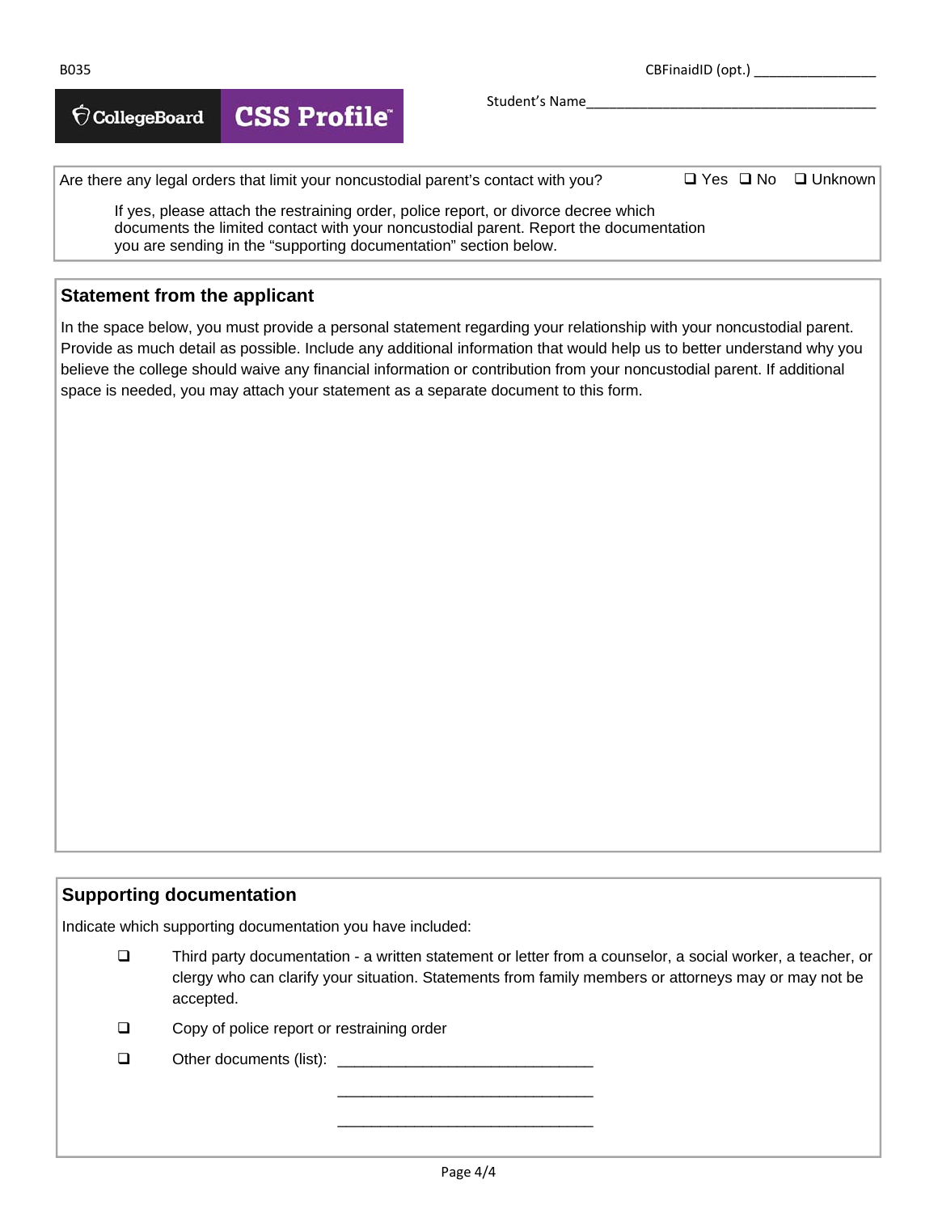B035

CBFinaidID (opt.) ________________

Student's Name________________________________________

**CollegeBoard** **CSS Profile™**

Are there any legal orders that limit your noncustodial parent's contact with you? ❑ Yes ❑ No ❑ Unknown

If yes, please attach the restraining order, police report, or divorce decree which documents the limited contact with your noncustodial parent. Report the documentation you are sending in the "supporting documentation" section below.

## Statement from the applicant

In the space below, you must provide a personal statement regarding your relationship with your noncustodial parent. Provide as much detail as possible. Include any additional information that would help us to better understand why you believe the college should waive any financial information or contribution from your noncustodial parent. If additional space is needed, you may attach your statement as a separate document to this form.

## Supporting documentation

Indicate which supporting documentation you have included:

- ❑ Third party documentation - a written statement or letter from a counselor, a social worker, a teacher, or clergy who can clarify your situation. Statements from family members or attorneys may or may not be accepted.
- ❑ Copy of police report or restraining order
- ❑ Other documents (list): ______________________________

  ______________________________

  ______________________________